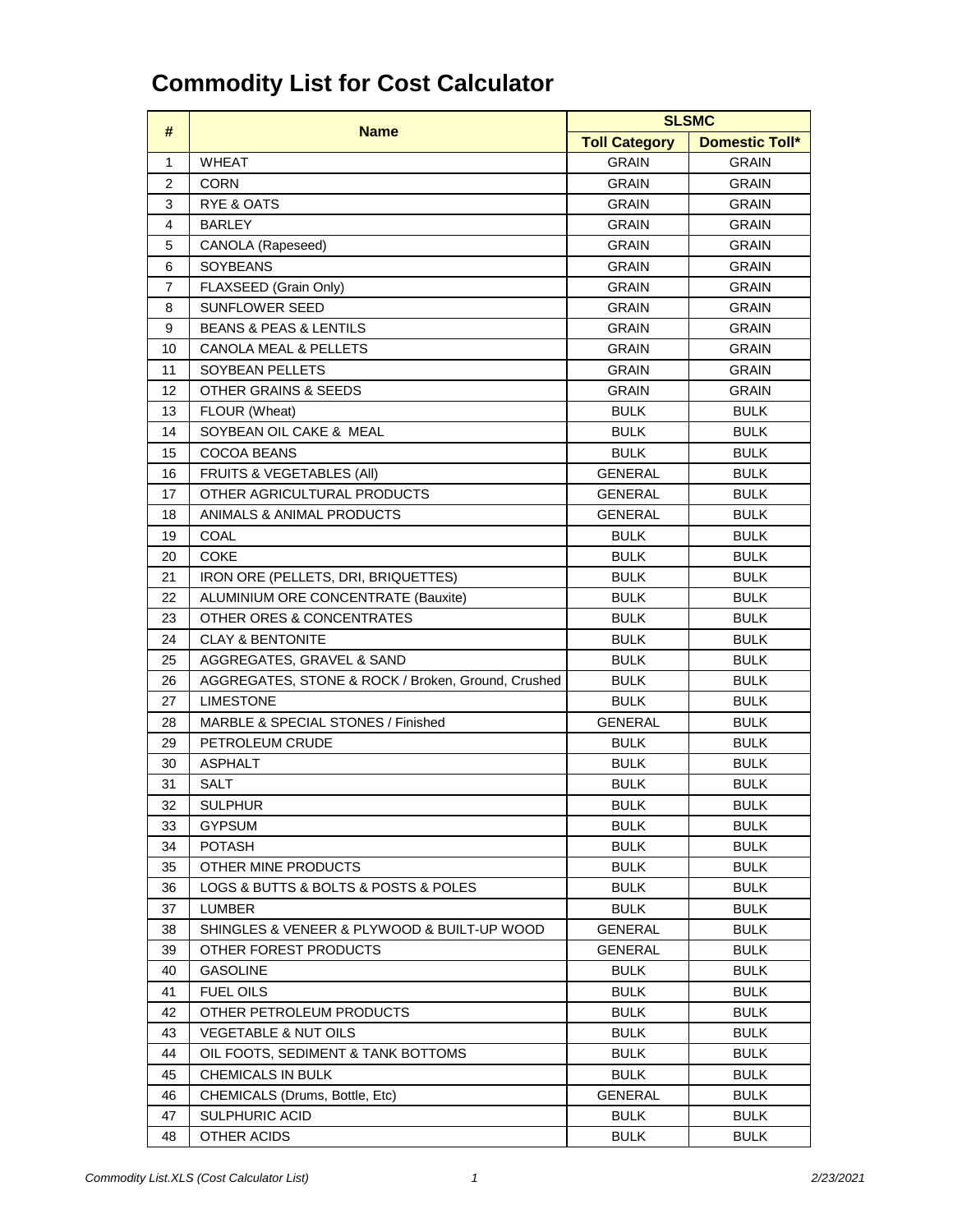# Commodity List for Cost Calculator

| # | Name | SLSMC | |
|---|---|---|---|
| | | **Toll Category** | **Domestic Toll*** |
| 1 | WHEAT | GRAIN | GRAIN |
| 2 | CORN | GRAIN | GRAIN |
| 3 | RYE & OATS | GRAIN | GRAIN |
| 4 | BARLEY | GRAIN | GRAIN |
| 5 | CANOLA (Rapeseed) | GRAIN | GRAIN |
| 6 | SOYBEANS | GRAIN | GRAIN |
| 7 | FLAXSEED (Grain Only) | GRAIN | GRAIN |
| 8 | SUNFLOWER SEED | GRAIN | GRAIN |
| 9 | BEANS & PEAS & LENTILS | GRAIN | GRAIN |
| 10 | CANOLA MEAL & PELLETS | GRAIN | GRAIN |
| 11 | SOYBEAN PELLETS | GRAIN | GRAIN |
| 12 | OTHER GRAINS & SEEDS | GRAIN | GRAIN |
| 13 | FLOUR (Wheat) | BULK | BULK |
| 14 | SOYBEAN OIL CAKE & MEAL | BULK | BULK |
| 15 | COCOA BEANS | BULK | BULK |
| 16 | FRUITS & VEGETABLES (All) | GENERAL | BULK |
| 17 | OTHER AGRICULTURAL PRODUCTS | GENERAL | BULK |
| 18 | ANIMALS & ANIMAL PRODUCTS | GENERAL | BULK |
| 19 | COAL | BULK | BULK |
| 20 | COKE | BULK | BULK |
| 21 | IRON ORE (PELLETS, DRI, BRIQUETTES) | BULK | BULK |
| 22 | ALUMINIUM ORE CONCENTRATE (Bauxite) | BULK | BULK |
| 23 | OTHER ORES & CONCENTRATES | BULK | BULK |
| 24 | CLAY & BENTONITE | BULK | BULK |
| 25 | AGGREGATES, GRAVEL & SAND | BULK | BULK |
| 26 | AGGREGATES, STONE & ROCK / Broken, Ground, Crushed | BULK | BULK |
| 27 | LIMESTONE | BULK | BULK |
| 28 | MARBLE & SPECIAL STONES / Finished | GENERAL | BULK |
| 29 | PETROLEUM CRUDE | BULK | BULK |
| 30 | ASPHALT | BULK | BULK |
| 31 | SALT | BULK | BULK |
| 32 | SULPHUR | BULK | BULK |
| 33 | GYPSUM | BULK | BULK |
| 34 | POTASH | BULK | BULK |
| 35 | OTHER MINE PRODUCTS | BULK | BULK |
| 36 | LOGS & BUTTS & BOLTS & POSTS & POLES | BULK | BULK |
| 37 | LUMBER | BULK | BULK |
| 38 | SHINGLES & VENEER & PLYWOOD & BUILT-UP WOOD | GENERAL | BULK |
| 39 | OTHER FOREST PRODUCTS | GENERAL | BULK |
| 40 | GASOLINE | BULK | BULK |
| 41 | FUEL OILS | BULK | BULK |
| 42 | OTHER PETROLEUM PRODUCTS | BULK | BULK |
| 43 | VEGETABLE & NUT OILS | BULK | BULK |
| 44 | OIL FOOTS, SEDIMENT & TANK BOTTOMS | BULK | BULK |
| 45 | CHEMICALS IN BULK | BULK | BULK |
| 46 | CHEMICALS (Drums, Bottle, Etc) | GENERAL | BULK |
| 47 | SULPHURIC ACID | BULK | BULK |
| 48 | OTHER ACIDS | BULK | BULK |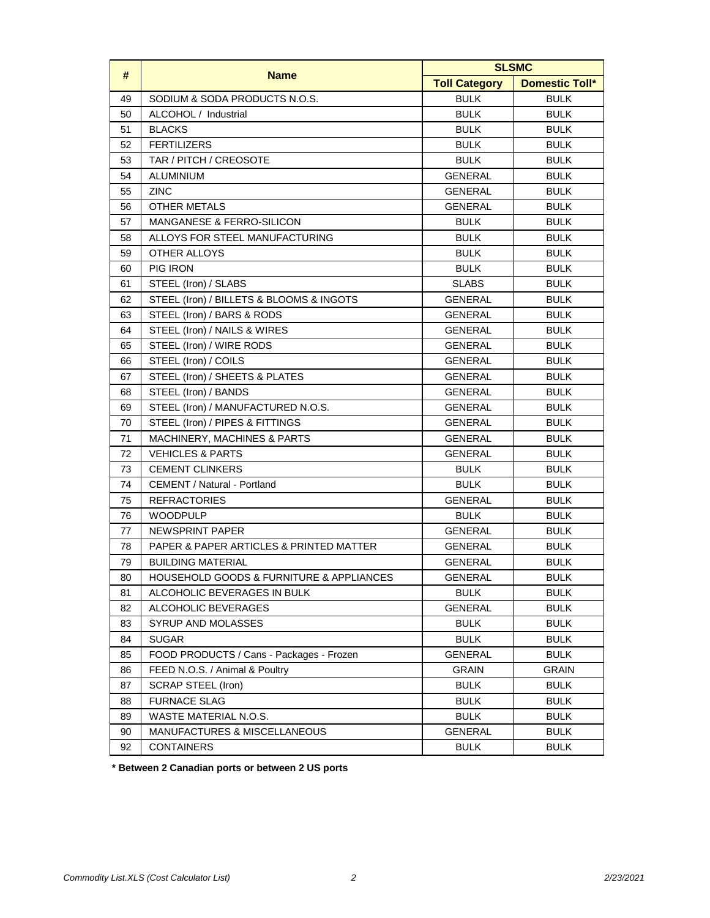| # | Name | SLSMC | |
|---|---|---|---|
| | | **Toll Category** | **Domestic Toll*** |
| 49 | SODIUM & SODA PRODUCTS N.O.S. | BULK | BULK |
| 50 | ALCOHOL / Industrial | BULK | BULK |
| 51 | BLACKS | BULK | BULK |
| 52 | FERTILIZERS | BULK | BULK |
| 53 | TAR / PITCH / CREOSOTE | BULK | BULK |
| 54 | ALUMINIUM | GENERAL | BULK |
| 55 | ZINC | GENERAL | BULK |
| 56 | OTHER METALS | GENERAL | BULK |
| 57 | MANGANESE & FERRO-SILICON | BULK | BULK |
| 58 | ALLOYS FOR STEEL MANUFACTURING | BULK | BULK |
| 59 | OTHER ALLOYS | BULK | BULK |
| 60 | PIG IRON | BULK | BULK |
| 61 | STEEL (Iron) / SLABS | SLABS | BULK |
| 62 | STEEL (Iron) / BILLETS & BLOOMS & INGOTS | GENERAL | BULK |
| 63 | STEEL (Iron) / BARS & RODS | GENERAL | BULK |
| 64 | STEEL (Iron) / NAILS & WIRES | GENERAL | BULK |
| 65 | STEEL (Iron) / WIRE RODS | GENERAL | BULK |
| 66 | STEEL (Iron) / COILS | GENERAL | BULK |
| 67 | STEEL (Iron) / SHEETS & PLATES | GENERAL | BULK |
| 68 | STEEL (Iron) / BANDS | GENERAL | BULK |
| 69 | STEEL (Iron) / MANUFACTURED N.O.S. | GENERAL | BULK |
| 70 | STEEL (Iron) / PIPES & FITTINGS | GENERAL | BULK |
| 71 | MACHINERY, MACHINES & PARTS | GENERAL | BULK |
| 72 | VEHICLES & PARTS | GENERAL | BULK |
| 73 | CEMENT CLINKERS | BULK | BULK |
| 74 | CEMENT / Natural - Portland | BULK | BULK |
| 75 | REFRACTORIES | GENERAL | BULK |
| 76 | WOODPULP | BULK | BULK |
| 77 | NEWSPRINT PAPER | GENERAL | BULK |
| 78 | PAPER & PAPER ARTICLES & PRINTED MATTER | GENERAL | BULK |
| 79 | BUILDING MATERIAL | GENERAL | BULK |
| 80 | HOUSEHOLD GOODS & FURNITURE & APPLIANCES | GENERAL | BULK |
| 81 | ALCOHOLIC BEVERAGES IN BULK | BULK | BULK |
| 82 | ALCOHOLIC BEVERAGES | GENERAL | BULK |
| 83 | SYRUP AND MOLASSES | BULK | BULK |
| 84 | SUGAR | BULK | BULK |
| 85 | FOOD PRODUCTS / Cans - Packages - Frozen | GENERAL | BULK |
| 86 | FEED N.O.S. / Animal & Poultry | GRAIN | GRAIN |
| 87 | SCRAP STEEL (Iron) | BULK | BULK |
| 88 | FURNACE SLAG | BULK | BULK |
| 89 | WASTE MATERIAL N.O.S. | BULK | BULK |
| 90 | MANUFACTURES & MISCELLANEOUS | GENERAL | BULK |
| 92 | CONTAINERS | BULK | BULK |

**\* Between 2 Canadian ports or between 2 US ports**